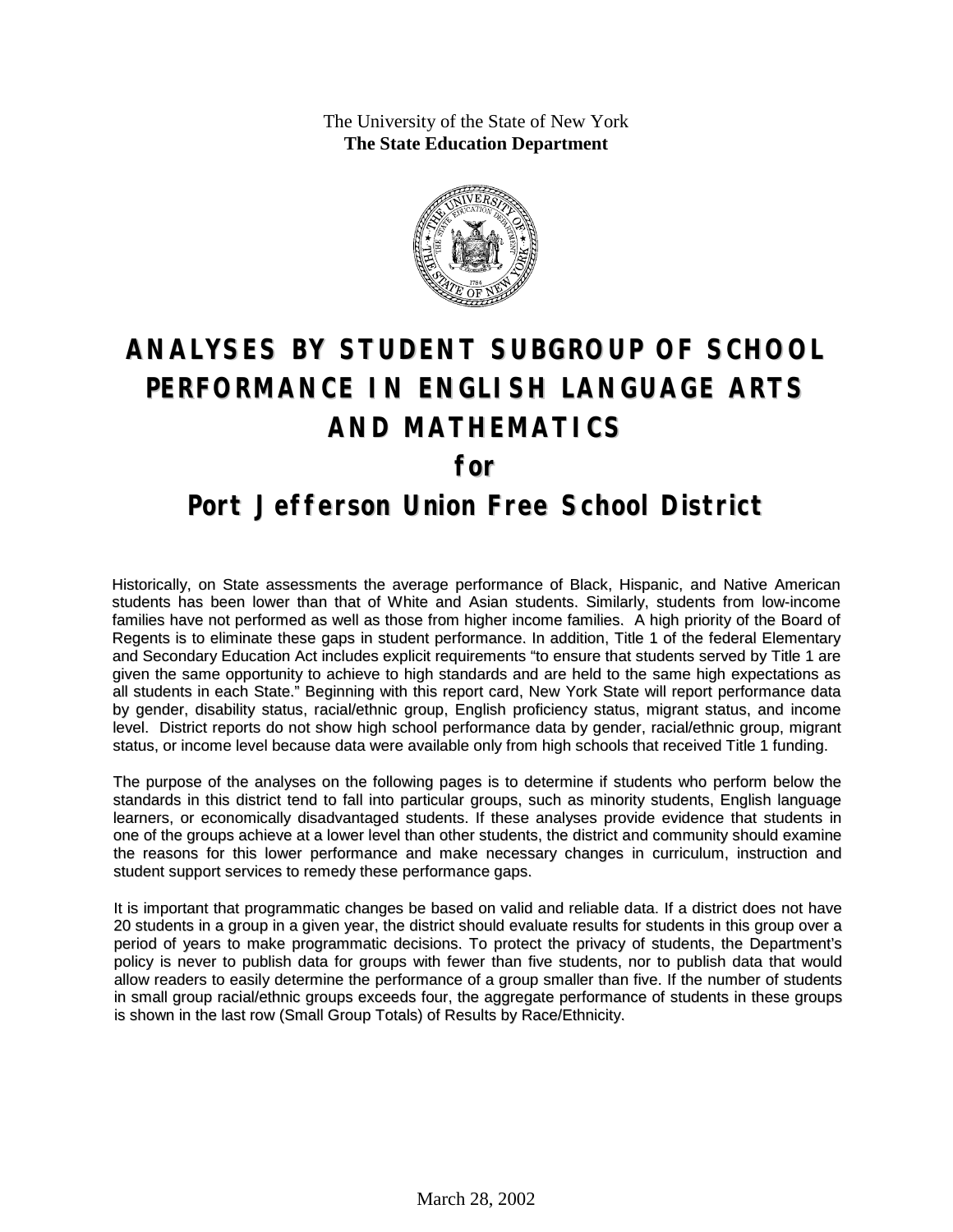The University of the State of New York
**The State Education Department**

# ANALYSES BY STUDENT SUBGROUP OF SCHOOL PERFORMANCE IN ENGLISH LANGUAGE ARTS AND MATHEMATICS

## for

## Port Jefferson Union Free School District

Historically, on State assessments the average performance of Black, Hispanic, and Native American students has been lower than that of White and Asian students. Similarly, students from low-income families have not performed as well as those from higher income families. A high priority of the Board of Regents is to eliminate these gaps in student performance. In addition, Title 1 of the federal Elementary and Secondary Education Act includes explicit requirements "to ensure that students served by Title 1 are given the same opportunity to achieve to high standards and are held to the same high expectations as all students in each State." Beginning with this report card, New York State will report performance data by gender, disability status, racial/ethnic group, English proficiency status, migrant status, and income level. District reports do not show high school performance data by gender, racial/ethnic group, migrant status, or income level because data were available only from high schools that received Title 1 funding.

The purpose of the analyses on the following pages is to determine if students who perform below the standards in this district tend to fall into particular groups, such as minority students, English language learners, or economically disadvantaged students. If these analyses provide evidence that students in one of the groups achieve at a lower level than other students, the district and community should examine the reasons for this lower performance and make necessary changes in curriculum, instruction and student support services to remedy these performance gaps.

It is important that programmatic changes be based on valid and reliable data. If a district does not have 20 students in a group in a given year, the district should evaluate results for students in this group over a period of years to make programmatic decisions. To protect the privacy of students, the Department's policy is never to publish data for groups with fewer than five students, nor to publish data that would allow readers to easily determine the performance of a group smaller than five. If the number of students in small group racial/ethnic groups exceeds four, the aggregate performance of students in these groups is shown in the last row (Small Group Totals) of Results by Race/Ethnicity.

March 28, 2002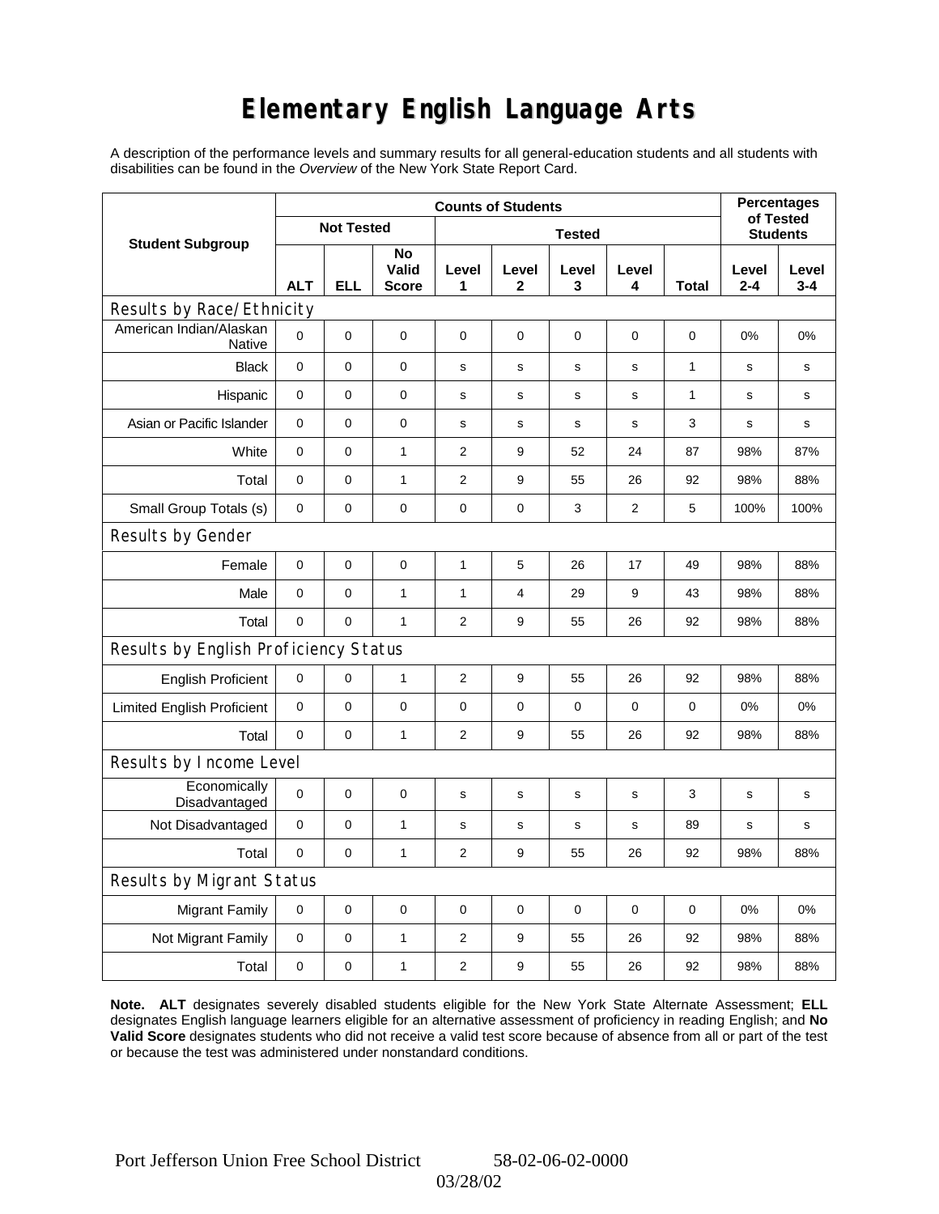# Elementary English Language Arts

A description of the performance levels and summary results for all general-education students and all students with disabilities can be found in the *Overview* of the New York State Report Card.

| Student Subgroup | Counts of Students | | | | | | | | Percentages of Tested Students | |
|---|---|---|---|---|---|---|---|---|---|---|
| | Not Tested | | | Tested | | | | | | |
| | ALT | ELL | No Valid Score | Level 1 | Level 2 | Level 3 | Level 4 | Total | Level 2-4 | Level 3-4 |
| **Results by Race/Ethnicity** | | | | | | | | | | |
| American Indian/Alaskan Native | 0 | 0 | 0 | 0 | 0 | 0 | 0 | 0 | 0% | 0% |
| Black | 0 | 0 | 0 | s | s | s | s | 1 | s | s |
| Hispanic | 0 | 0 | 0 | s | s | s | s | 1 | s | s |
| Asian or Pacific Islander | 0 | 0 | 0 | s | s | s | s | 3 | s | s |
| White | 0 | 0 | 1 | 2 | 9 | 52 | 24 | 87 | 98% | 87% |
| Total | 0 | 0 | 1 | 2 | 9 | 55 | 26 | 92 | 98% | 88% |
| Small Group Totals (s) | 0 | 0 | 0 | 0 | 0 | 3 | 2 | 5 | 100% | 100% |
| **Results by Gender** | | | | | | | | | | |
| Female | 0 | 0 | 0 | 1 | 5 | 26 | 17 | 49 | 98% | 88% |
| Male | 0 | 0 | 1 | 1 | 4 | 29 | 9 | 43 | 98% | 88% |
| Total | 0 | 0 | 1 | 2 | 9 | 55 | 26 | 92 | 98% | 88% |
| **Results by English Proficiency Status** | | | | | | | | | | |
| English Proficient | 0 | 0 | 1 | 2 | 9 | 55 | 26 | 92 | 98% | 88% |
| Limited English Proficient | 0 | 0 | 0 | 0 | 0 | 0 | 0 | 0 | 0% | 0% |
| Total | 0 | 0 | 1 | 2 | 9 | 55 | 26 | 92 | 98% | 88% |
| **Results by Income Level** | | | | | | | | | | |
| Economically Disadvantaged | 0 | 0 | 0 | s | s | s | s | 3 | s | s |
| Not Disadvantaged | 0 | 0 | 1 | s | s | s | s | 89 | s | s |
| Total | 0 | 0 | 1 | 2 | 9 | 55 | 26 | 92 | 98% | 88% |
| **Results by Migrant Status** | | | | | | | | | | |
| Migrant Family | 0 | 0 | 0 | 0 | 0 | 0 | 0 | 0 | 0% | 0% |
| Not Migrant Family | 0 | 0 | 1 | 2 | 9 | 55 | 26 | 92 | 98% | 88% |
| Total | 0 | 0 | 1 | 2 | 9 | 55 | 26 | 92 | 98% | 88% |

**Note. ALT** designates severely disabled students eligible for the New York State Alternate Assessment; **ELL** designates English language learners eligible for an alternative assessment of proficiency in reading English; and **No Valid Score** designates students who did not receive a valid test score because of absence from all or part of the test or because the test was administered under nonstandard conditions.

Port Jefferson Union Free School District 58-02-06-02-0000

03/28/02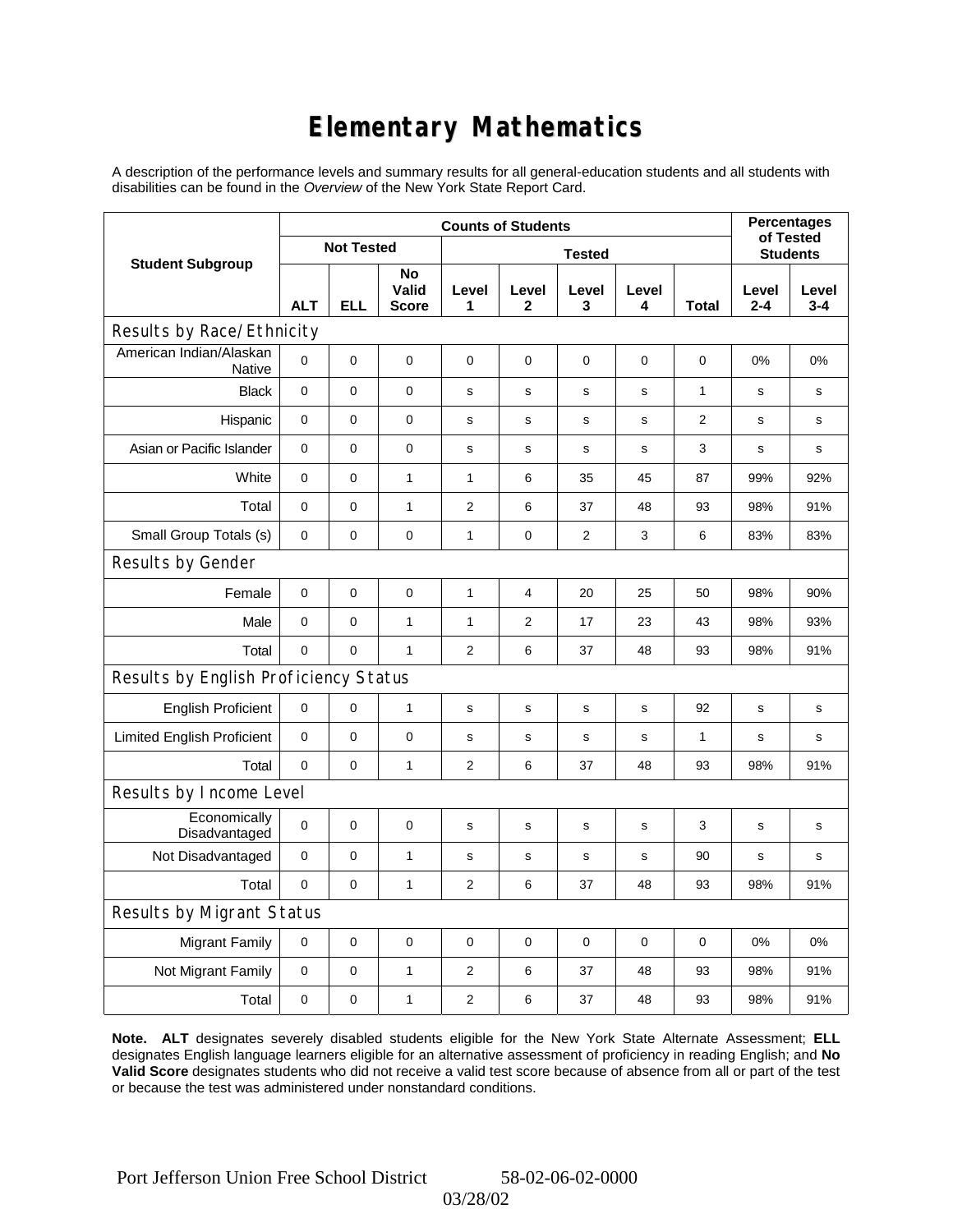# Elementary Mathematics

A description of the performance levels and summary results for all general-education students and all students with disabilities can be found in the *Overview* of the New York State Report Card.

| Student Subgroup | Counts of Students | | | | | | | | Percentages of Tested Students | |
|---|---|---|---|---|---|---|---|---|---|---|
| | Not Tested | | | Tested | | | | | | |
| | ALT | ELL | No Valid Score | Level 1 | Level 2 | Level 3 | Level 4 | Total | Level 2-4 | Level 3-4 |
| **Results by Race/Ethnicity** | | | | | | | | | | |
| American Indian/Alaskan Native | 0 | 0 | 0 | 0 | 0 | 0 | 0 | 0 | 0% | 0% |
| Black | 0 | 0 | 0 | s | s | s | s | 1 | s | s |
| Hispanic | 0 | 0 | 0 | s | s | s | s | 2 | s | s |
| Asian or Pacific Islander | 0 | 0 | 0 | s | s | s | s | 3 | s | s |
| White | 0 | 0 | 1 | 1 | 6 | 35 | 45 | 87 | 99% | 92% |
| Total | 0 | 0 | 1 | 2 | 6 | 37 | 48 | 93 | 98% | 91% |
| Small Group Totals (s) | 0 | 0 | 0 | 1 | 0 | 2 | 3 | 6 | 83% | 83% |
| **Results by Gender** | | | | | | | | | | |
| Female | 0 | 0 | 0 | 1 | 4 | 20 | 25 | 50 | 98% | 90% |
| Male | 0 | 0 | 1 | 1 | 2 | 17 | 23 | 43 | 98% | 93% |
| Total | 0 | 0 | 1 | 2 | 6 | 37 | 48 | 93 | 98% | 91% |
| **Results by English Proficiency Status** | | | | | | | | | | |
| English Proficient | 0 | 0 | 1 | s | s | s | s | 92 | s | s |
| Limited English Proficient | 0 | 0 | 0 | s | s | s | s | 1 | s | s |
| Total | 0 | 0 | 1 | 2 | 6 | 37 | 48 | 93 | 98% | 91% |
| **Results by Income Level** | | | | | | | | | | |
| Economically Disadvantaged | 0 | 0 | 0 | s | s | s | s | 3 | s | s |
| Not Disadvantaged | 0 | 0 | 1 | s | s | s | s | 90 | s | s |
| Total | 0 | 0 | 1 | 2 | 6 | 37 | 48 | 93 | 98% | 91% |
| **Results by Migrant Status** | | | | | | | | | | |
| Migrant Family | 0 | 0 | 0 | 0 | 0 | 0 | 0 | 0 | 0% | 0% |
| Not Migrant Family | 0 | 0 | 1 | 2 | 6 | 37 | 48 | 93 | 98% | 91% |
| Total | 0 | 0 | 1 | 2 | 6 | 37 | 48 | 93 | 98% | 91% |

**Note. ALT** designates severely disabled students eligible for the New York State Alternate Assessment; **ELL** designates English language learners eligible for an alternative assessment of proficiency in reading English; and **No Valid Score** designates students who did not receive a valid test score because of absence from all or part of the test or because the test was administered under nonstandard conditions.

Port Jefferson Union Free School District 58-02-06-02-0000

03/28/02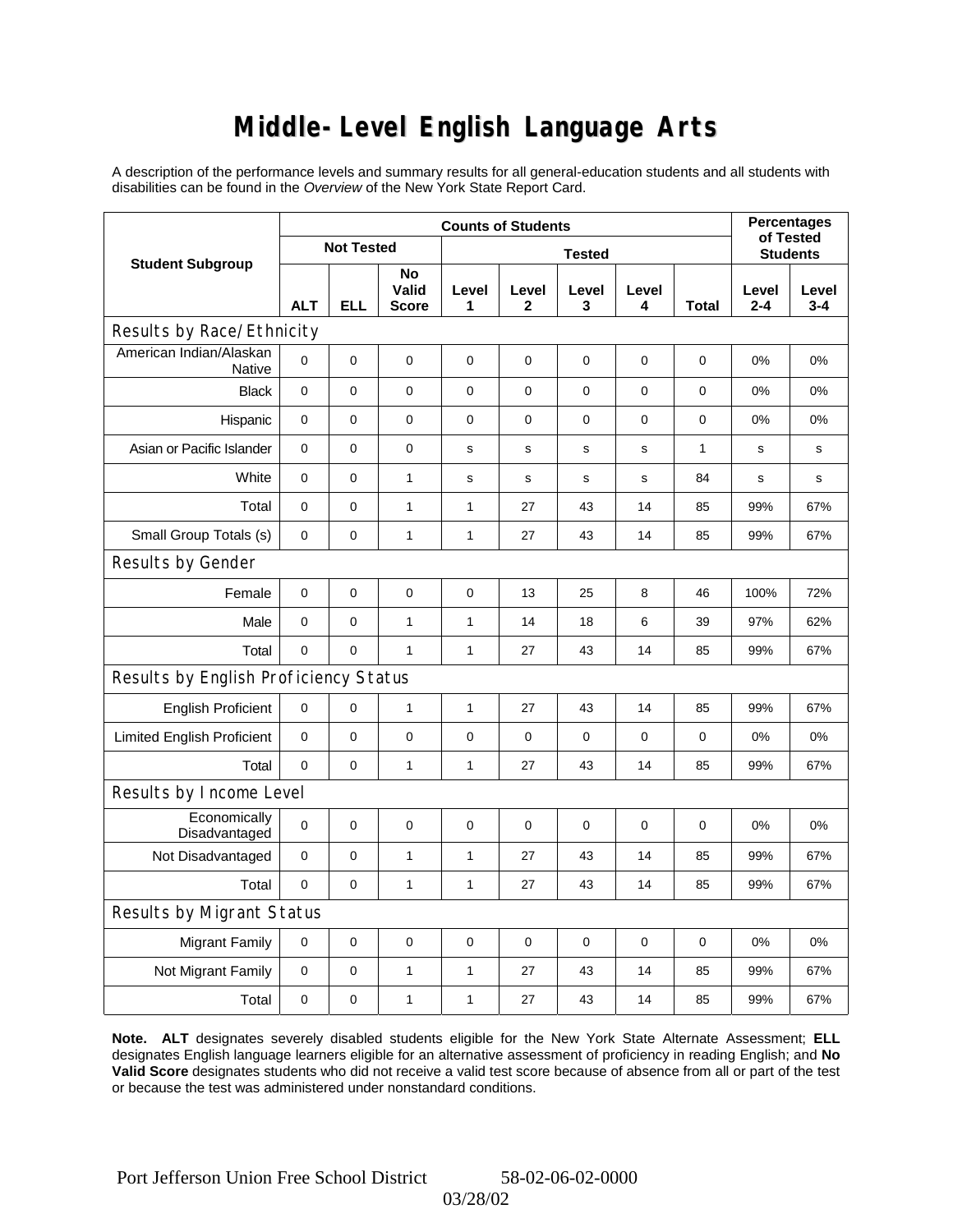# Middle-Level English Language Arts

A description of the performance levels and summary results for all general-education students and all students with disabilities can be found in the *Overview* of the New York State Report Card.

| Student Subgroup | Counts of Students | | | | | | | | Percentages of Tested Students | |
|---|---|---|---|---|---|---|---|---|---|---|
| | Not Tested | | | Tested | | | | | | |
| | ALT | ELL | No Valid Score | Level 1 | Level 2 | Level 3 | Level 4 | Total | Level 2-4 | Level 3-4 |
| **Results by Race/Ethnicity** | | | | | | | | | | |
| American Indian/Alaskan Native | 0 | 0 | 0 | 0 | 0 | 0 | 0 | 0 | 0% | 0% |
| Black | 0 | 0 | 0 | 0 | 0 | 0 | 0 | 0 | 0% | 0% |
| Hispanic | 0 | 0 | 0 | 0 | 0 | 0 | 0 | 0 | 0% | 0% |
| Asian or Pacific Islander | 0 | 0 | 0 | s | s | s | s | 1 | s | s |
| White | 0 | 0 | 1 | s | s | s | s | 84 | s | s |
| Total | 0 | 0 | 1 | 1 | 27 | 43 | 14 | 85 | 99% | 67% |
| Small Group Totals (s) | 0 | 0 | 1 | 1 | 27 | 43 | 14 | 85 | 99% | 67% |
| **Results by Gender** | | | | | | | | | | |
| Female | 0 | 0 | 0 | 0 | 13 | 25 | 8 | 46 | 100% | 72% |
| Male | 0 | 0 | 1 | 1 | 14 | 18 | 6 | 39 | 97% | 62% |
| Total | 0 | 0 | 1 | 1 | 27 | 43 | 14 | 85 | 99% | 67% |
| **Results by English Proficiency Status** | | | | | | | | | | |
| English Proficient | 0 | 0 | 1 | 1 | 27 | 43 | 14 | 85 | 99% | 67% |
| Limited English Proficient | 0 | 0 | 0 | 0 | 0 | 0 | 0 | 0 | 0% | 0% |
| Total | 0 | 0 | 1 | 1 | 27 | 43 | 14 | 85 | 99% | 67% |
| **Results by Income Level** | | | | | | | | | | |
| Economically Disadvantaged | 0 | 0 | 0 | 0 | 0 | 0 | 0 | 0 | 0% | 0% |
| Not Disadvantaged | 0 | 0 | 1 | 1 | 27 | 43 | 14 | 85 | 99% | 67% |
| Total | 0 | 0 | 1 | 1 | 27 | 43 | 14 | 85 | 99% | 67% |
| **Results by Migrant Status** | | | | | | | | | | |
| Migrant Family | 0 | 0 | 0 | 0 | 0 | 0 | 0 | 0 | 0% | 0% |
| Not Migrant Family | 0 | 0 | 1 | 1 | 27 | 43 | 14 | 85 | 99% | 67% |
| Total | 0 | 0 | 1 | 1 | 27 | 43 | 14 | 85 | 99% | 67% |

**Note. ALT** designates severely disabled students eligible for the New York State Alternate Assessment; **ELL** designates English language learners eligible for an alternative assessment of proficiency in reading English; and **No Valid Score** designates students who did not receive a valid test score because of absence from all or part of the test or because the test was administered under nonstandard conditions.

Port Jefferson Union Free School District 58-02-06-02-0000

03/28/02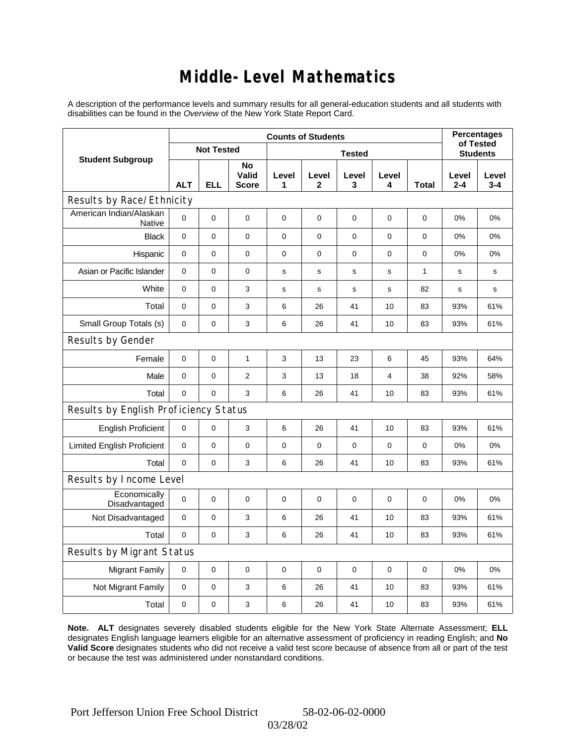# Middle-Level Mathematics

A description of the performance levels and summary results for all general-education students and all students with disabilities can be found in the *Overview* of the New York State Report Card.

| Student Subgroup | Counts of Students | | | | | | | | Percentages of Tested Students | |
|---|---|---|---|---|---|---|---|---|---|---|
| | Not Tested | | | Tested | | | | | | |
| | ALT | ELL | No Valid Score | Level 1 | Level 2 | Level 3 | Level 4 | Total | Level 2-4 | Level 3-4 |
| **Results by Race/Ethnicity** | | | | | | | | | | |
| American Indian/Alaskan Native | 0 | 0 | 0 | 0 | 0 | 0 | 0 | 0 | 0% | 0% |
| Black | 0 | 0 | 0 | 0 | 0 | 0 | 0 | 0 | 0% | 0% |
| Hispanic | 0 | 0 | 0 | 0 | 0 | 0 | 0 | 0 | 0% | 0% |
| Asian or Pacific Islander | 0 | 0 | 0 | s | s | s | s | 1 | s | s |
| White | 0 | 0 | 3 | s | s | s | s | 82 | s | s |
| Total | 0 | 0 | 3 | 6 | 26 | 41 | 10 | 83 | 93% | 61% |
| Small Group Totals (s) | 0 | 0 | 3 | 6 | 26 | 41 | 10 | 83 | 93% | 61% |
| **Results by Gender** | | | | | | | | | | |
| Female | 0 | 0 | 1 | 3 | 13 | 23 | 6 | 45 | 93% | 64% |
| Male | 0 | 0 | 2 | 3 | 13 | 18 | 4 | 38 | 92% | 58% |
| Total | 0 | 0 | 3 | 6 | 26 | 41 | 10 | 83 | 93% | 61% |
| **Results by English Proficiency Status** | | | | | | | | | | |
| English Proficient | 0 | 0 | 3 | 6 | 26 | 41 | 10 | 83 | 93% | 61% |
| Limited English Proficient | 0 | 0 | 0 | 0 | 0 | 0 | 0 | 0 | 0% | 0% |
| Total | 0 | 0 | 3 | 6 | 26 | 41 | 10 | 83 | 93% | 61% |
| **Results by Income Level** | | | | | | | | | | |
| Economically Disadvantaged | 0 | 0 | 0 | 0 | 0 | 0 | 0 | 0 | 0% | 0% |
| Not Disadvantaged | 0 | 0 | 3 | 6 | 26 | 41 | 10 | 83 | 93% | 61% |
| Total | 0 | 0 | 3 | 6 | 26 | 41 | 10 | 83 | 93% | 61% |
| **Results by Migrant Status** | | | | | | | | | | |
| Migrant Family | 0 | 0 | 0 | 0 | 0 | 0 | 0 | 0 | 0% | 0% |
| Not Migrant Family | 0 | 0 | 3 | 6 | 26 | 41 | 10 | 83 | 93% | 61% |
| Total | 0 | 0 | 3 | 6 | 26 | 41 | 10 | 83 | 93% | 61% |

**Note. ALT** designates severely disabled students eligible for the New York State Alternate Assessment; **ELL** designates English language learners eligible for an alternative assessment of proficiency in reading English; and **No Valid Score** designates students who did not receive a valid test score because of absence from all or part of the test or because the test was administered under nonstandard conditions.

Port Jefferson Union Free School District 58-02-06-02-0000

03/28/02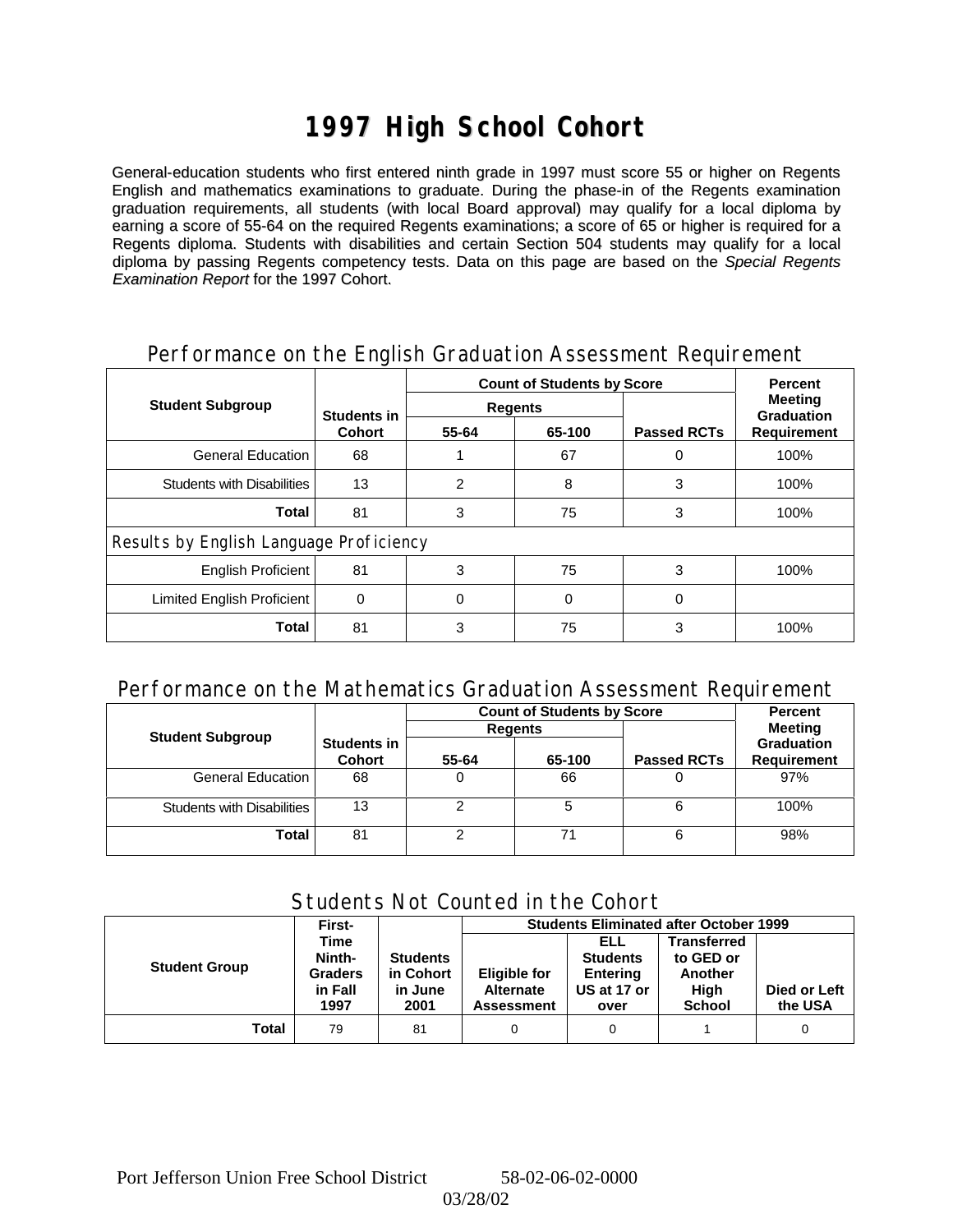# 1997 High School Cohort

General-education students who first entered ninth grade in 1997 must score 55 or higher on Regents English and mathematics examinations to graduate. During the phase-in of the Regents examination graduation requirements, all students (with local Board approval) may qualify for a local diploma by earning a score of 55-64 on the required Regents examinations; a score of 65 or higher is required for a Regents diploma. Students with disabilities and certain Section 504 students may qualify for a local diploma by passing Regents competency tests. Data on this page are based on the *Special Regents Examination Report* for the 1997 Cohort.

## Performance on the English Graduation Assessment Requirement

| Student Subgroup | Students in Cohort | Count of Students by Score | | | Percent Meeting Graduation Requirement |
|---|---|---|---|---|---|
| | | Regents | | | |
| | | 55-64 | 65-100 | Passed RCTs | |
| General Education | 68 | 1 | 67 | 0 | 100% |
| Students with Disabilities | 13 | 2 | 8 | 3 | 100% |
| **Total** | 81 | 3 | 75 | 3 | 100% |
| Results by English Language Proficiency | | | | | |
| English Proficient | 81 | 3 | 75 | 3 | 100% |
| Limited English Proficient | 0 | 0 | 0 | 0 | |
| **Total** | 81 | 3 | 75 | 3 | 100% |

## Performance on the Mathematics Graduation Assessment Requirement

| Student Subgroup | Students in Cohort | Count of Students by Score | | | Percent Meeting Graduation Requirement |
|---|---|---|---|---|---|
| | | Regents | | | |
| | | 55-64 | 65-100 | Passed RCTs | |
| General Education | 68 | 0 | 66 | 0 | 97% |
| Students with Disabilities | 13 | 2 | 5 | 6 | 100% |
| **Total** | 81 | 2 | 71 | 6 | 98% |

## Students Not Counted in the Cohort

| Student Group | First-Time Ninth-Graders in Fall 1997 | Students in Cohort in June 2001 | Students Eliminated after October 1999 | | | |
|---|---|---|---|---|---|---|
| | | | Eligible for Alternate Assessment | ELL Students Entering US at 17 or over | Transferred to GED or Another High School | Died or Left the USA |
| **Total** | 79 | 81 | 0 | 0 | 1 | 0 |

Port Jefferson Union Free School District 58-02-06-02-0000

03/28/02